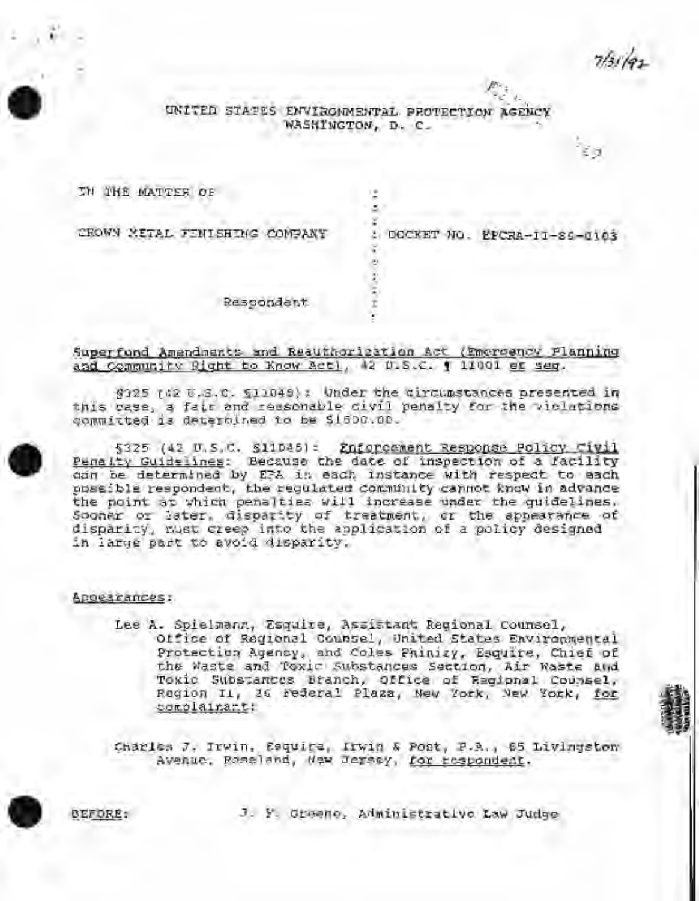7/31/92

UNITED STATES ENVIRONMENTAL PROTECTION AGENCY
WASHINGTON, D. C.

IN THE MATTER OF

CROWN METAL FINISHING COMPANY : DOCKET NO. EPCRA-II-89-0103

Respondent

Superfund Amendments and Reauthorization Act (Emergency Planning and Community Right to Know Act), 42 U.S.C. ¶ 11001 et seq.

§325 (42 U.S.C. §11045): Under the circumstances presented in this case, a fair and reasonable civil penalty for the violations committed is determined to be $1500.00.

§325 (42 U.S.C. §11045): Enforcement Response Policy Civil Penalty Guidelines: Because the date of inspection of a facility can be determined by EPA in each instance with respect to each possible respondent, the regulated community cannot know in advance the point at which penalties will increase under the guidelines. Sooner or later, disparity of treatment, or the appearance of disparity, must creep into the application of a policy designed in large part to avoid disparity.

Appearances:

Lee A. Spielmann, Esquire, Assistant Regional Counsel, Office of Regional Counsel, United States Environmental Protection Agency, and Coles Phinizy, Esquire, Chief of the Waste and Toxic Substances Section, Air Waste and Toxic Substances Branch, Office of Regional Counsel, Region II, 26 Federal Plaza, New York, New York, for complainant;

Charles J. Irwin, Esquire, Irwin & Post, P.A., 65 Livingston Avenue, Roseland, New Jersey, for respondent.

BEFORE: J. F. Greene, Administrative Law Judge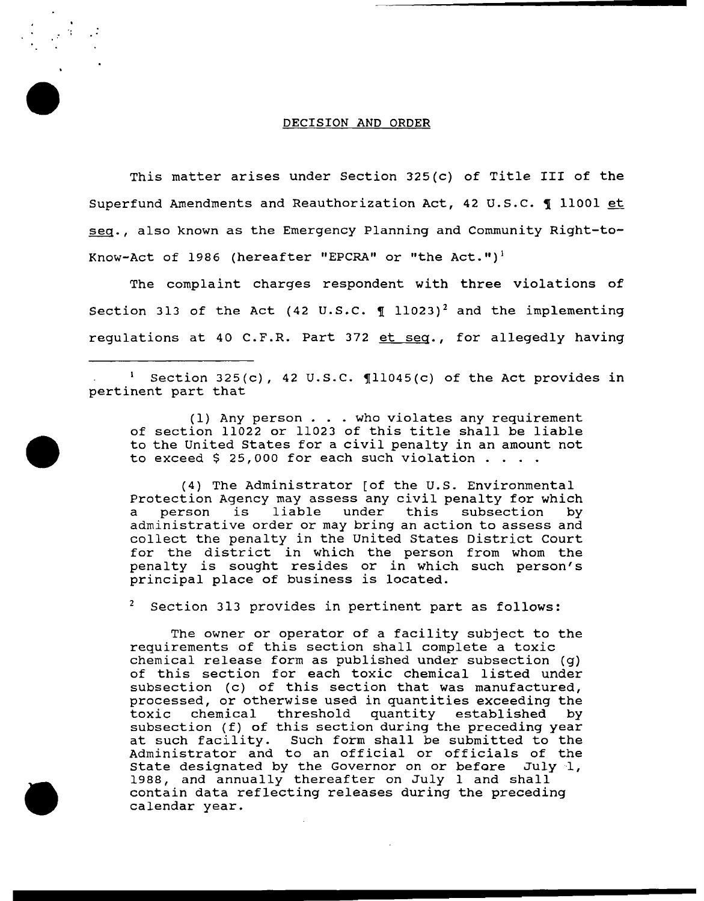## DECISION AND ORDER

This matter arises under Section 325(c) of Title III of the Superfund Amendments and Reauthorization Act, 42 U.S.C. ¶ 11001 *et seq.*, also known as the Emergency Planning and Community Right-to-Know-Act of 1986 (hereafter "EPCRA" or "the Act.")[1]

The complaint charges respondent with three violations of Section 313 of the Act (42 U.S.C. ¶ 11023)[2] and the implementing regulations at 40 C.F.R. Part 372 *et seq.*, for allegedly having

---

[1] Section 325(c), 42 U.S.C. ¶11045(c) of the Act provides in pertinent part that

> (1) Any person . . . who violates any requirement of section 11022 or 11023 of this title shall be liable to the United States for a civil penalty in an amount not to exceed $ 25,000 for each such violation . . . .
>
> (4) The Administrator [of the U.S. Environmental Protection Agency may assess any civil penalty for which a person is liable under this subsection by administrative order or may bring an action to assess and collect the penalty in the United States District Court for the district in which the person from whom the penalty is sought resides or in which such person's principal place of business is located.

[2] Section 313 provides in pertinent part as follows:

> The owner or operator of a facility subject to the requirements of this section shall complete a toxic chemical release form as published under subsection (g) of this section for each toxic chemical listed under subsection (c) of this section that was manufactured, processed, or otherwise used in quantities exceeding the toxic chemical threshold quantity established by subsection (f) of this section during the preceding year at such facility. Such form shall be submitted to the Administrator and to an official or officials of the State designated by the Governor on or before July 1, 1988, and annually thereafter on July 1 and shall contain data reflecting releases during the preceding calendar year.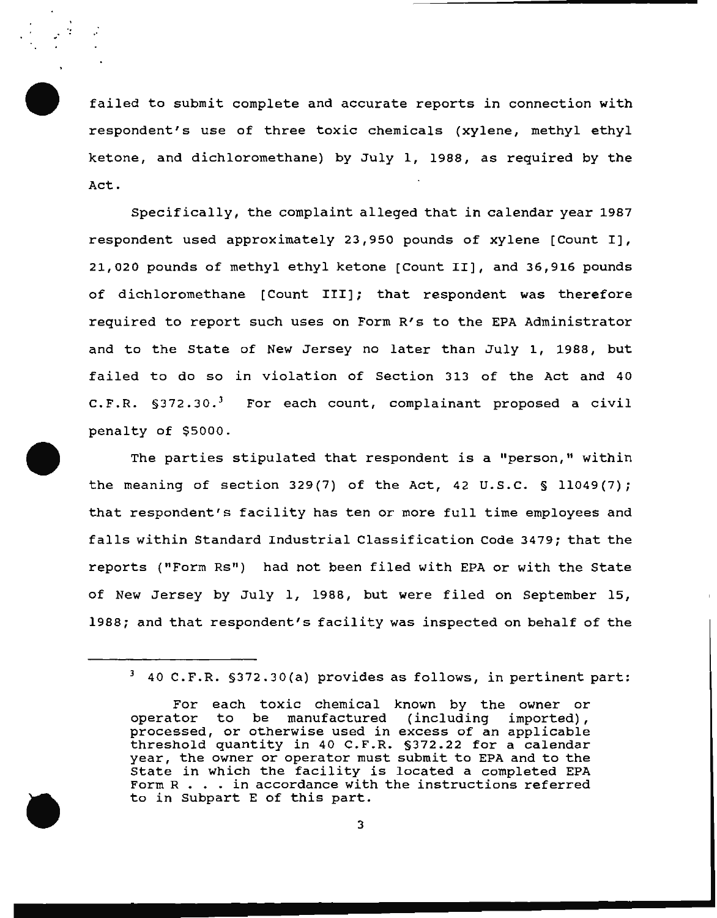failed to submit complete and accurate reports in connection with respondent's use of three toxic chemicals (xylene, methyl ethyl ketone, and dichloromethane) by July 1, 1988, as required by the Act.

Specifically, the complaint alleged that in calendar year 1987 respondent used approximately 23,950 pounds of xylene [Count I], 21,020 pounds of methyl ethyl ketone [Count II], and 36,916 pounds of dichloromethane [Count III]; that respondent was therefore required to report such uses on Form R's to the EPA Administrator and to the State of New Jersey no later than July 1, 1988, but failed to do so in violation of Section 313 of the Act and 40 C.F.R. §372.30.[3] For each count, complainant proposed a civil penalty of $5000.

The parties stipulated that respondent is a "person," within the meaning of section 329(7) of the Act, 42 U.S.C. § 11049(7); that respondent's facility has ten or more full time employees and falls within Standard Industrial Classification Code 3479; that the reports ("Form Rs") had not been filed with EPA or with the State of New Jersey by July 1, 1988, but were filed on September 15, 1988; and that respondent's facility was inspected on behalf of the

---

[3] 40 C.F.R. §372.30(a) provides as follows, in pertinent part:

> For each toxic chemical known by the owner or operator to be manufactured (including imported), processed, or otherwise used in excess of an applicable threshold quantity in 40 C.F.R. §372.22 for a calendar year, the owner or operator must submit to EPA and to the State in which the facility is located a completed EPA Form R . . . in accordance with the instructions referred to in Subpart E of this part.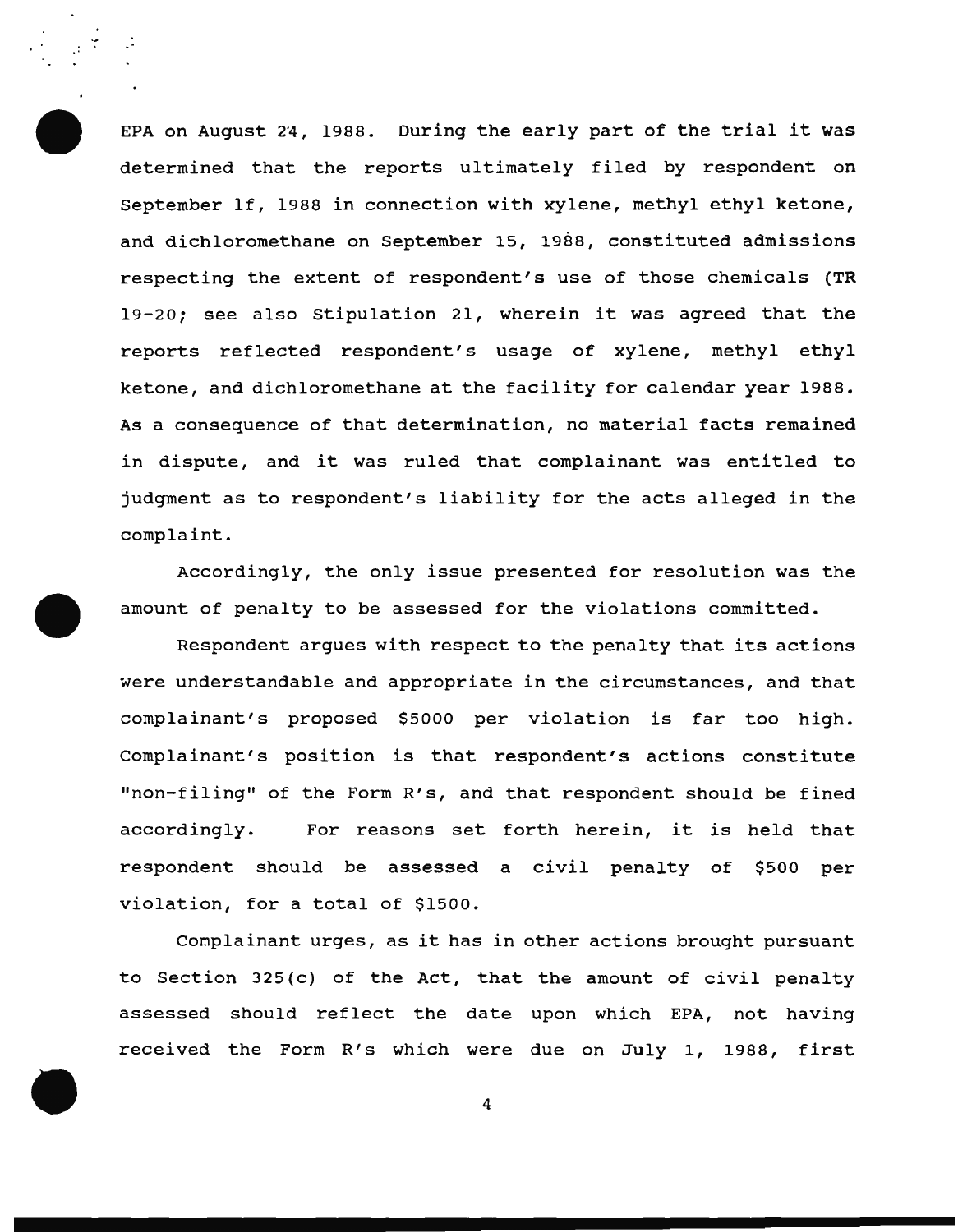EPA on August 24, 1988. During the early part of the trial it was determined that the reports ultimately filed by respondent on September 1f, 1988 in connection with xylene, methyl ethyl ketone, and dichloromethane on September 15, 1988, constituted admissions respecting the extent of respondent's use of those chemicals (TR 19-20; see also Stipulation 21, wherein it was agreed that the reports reflected respondent's usage of xylene, methyl ethyl ketone, and dichloromethane at the facility for calendar year 1988. As a consequence of that determination, no material facts remained in dispute, and it was ruled that complainant was entitled to judgment as to respondent's liability for the acts alleged in the complaint.

Accordingly, the only issue presented for resolution was the amount of penalty to be assessed for the violations committed.

Respondent argues with respect to the penalty that its actions were understandable and appropriate in the circumstances, and that complainant's proposed $5000 per violation is far too high. Complainant's position is that respondent's actions constitute "non-filing" of the Form R's, and that respondent should be fined accordingly. For reasons set forth herein, it is held that respondent should be assessed a civil penalty of $500 per violation, for a total of $1500.

Complainant urges, as it has in other actions brought pursuant to Section 325(c) of the Act, that the amount of civil penalty assessed should reflect the date upon which EPA, not having received the Form R's which were due on July 1, 1988, first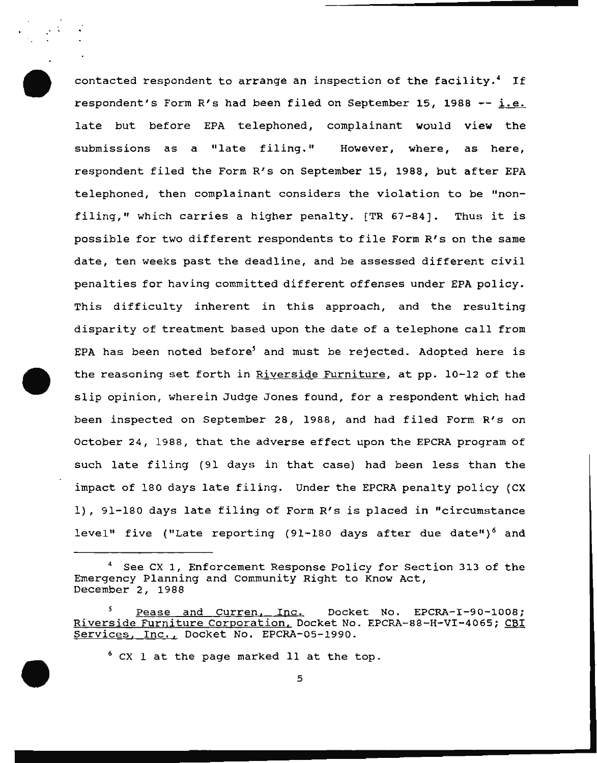contacted respondent to arrange an inspection of the facility.[4] If respondent's Form R's had been filed on September 15, 1988 -- i.e. late but before EPA telephoned, complainant would view the submissions as a "late filing." However, where, as here, respondent filed the Form R's on September 15, 1988, but after EPA telephoned, then complainant considers the violation to be "non-filing," which carries a higher penalty. [TR 67-84]. Thus it is possible for two different respondents to file Form R's on the same date, ten weeks past the deadline, and be assessed different civil penalties for having committed different offenses under EPA policy. This difficulty inherent in this approach, and the resulting disparity of treatment based upon the date of a telephone call from EPA has been noted before[5] and must be rejected. Adopted here is the reasoning set forth in Riverside Furniture, at pp. 10-12 of the slip opinion, wherein Judge Jones found, for a respondent which had been inspected on September 28, 1988, and had filed Form R's on October 24, 1988, that the adverse effect upon the EPCRA program of such late filing (91 days in that case) had been less than the impact of 180 days late filing. Under the EPCRA penalty policy (CX 1), 91-180 days late filing of Form R's is placed in "circumstance level" five ("Late reporting (91-180 days after due date")[6] and

---

[4] See CX 1, Enforcement Response Policy for Section 313 of the Emergency Planning and Community Right to Know Act, December 2, 1988

[5] Pease and Curren, Inc. Docket No. EPCRA-I-90-1008; Riverside Furniture Corporation, Docket No. EPCRA-88-H-VI-4065; CBI Services, Inc., Docket No. EPCRA-05-1990.

[6] CX 1 at the page marked 11 at the top.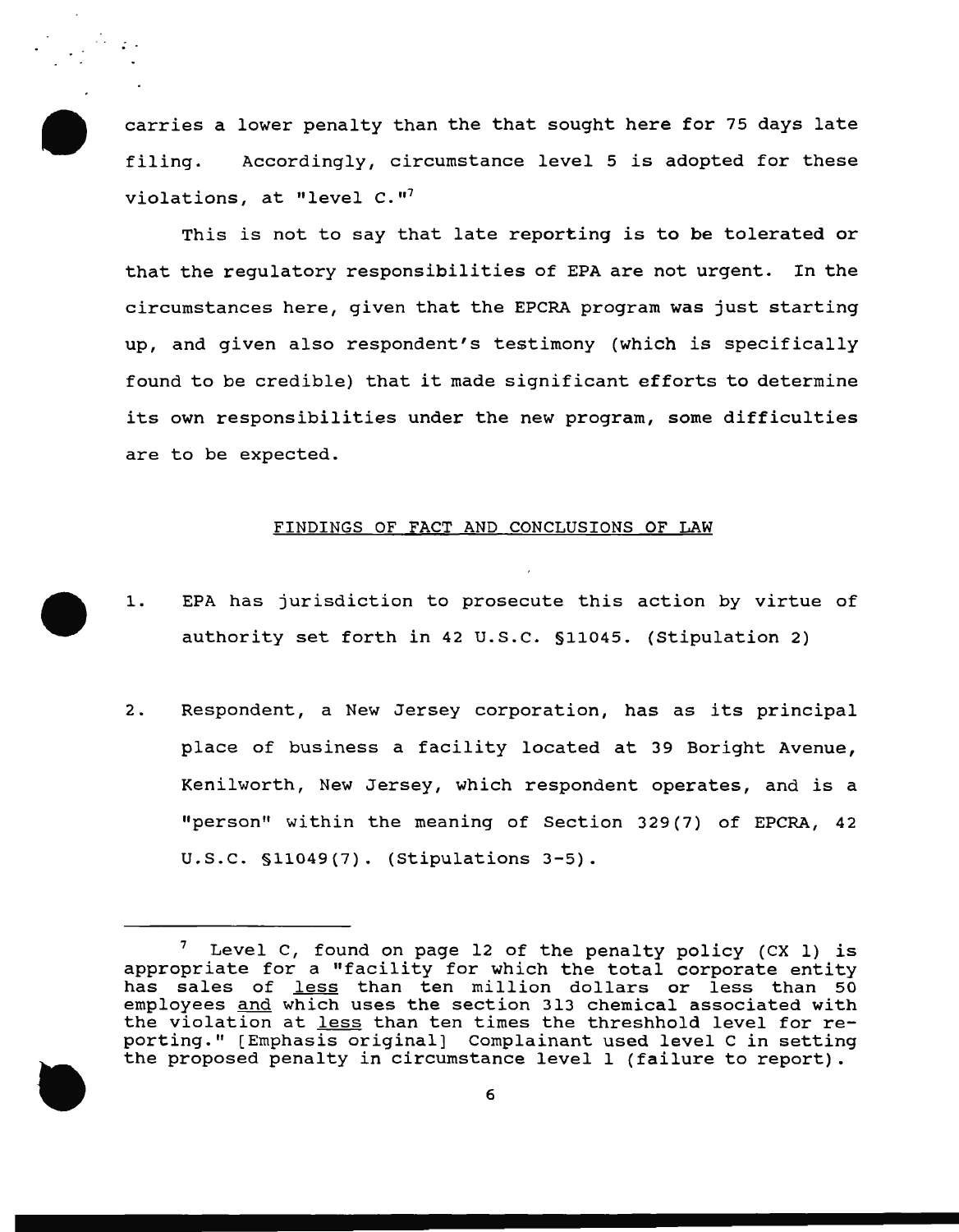carries a lower penalty than the that sought here for 75 days late filing. Accordingly, circumstance level 5 is adopted for these violations, at "level C."[7]

This is not to say that late reporting is to be tolerated or that the regulatory responsibilities of EPA are not urgent. In the circumstances here, given that the EPCRA program was just starting up, and given also respondent's testimony (which is specifically found to be credible) that it made significant efforts to determine its own responsibilities under the new program, some difficulties are to be expected.

## FINDINGS OF FACT AND CONCLUSIONS OF LAW

1. EPA has jurisdiction to prosecute this action by virtue of authority set forth in 42 U.S.C. §11045. (Stipulation 2)

2. Respondent, a New Jersey corporation, has as its principal place of business a facility located at 39 Boright Avenue, Kenilworth, New Jersey, which respondent operates, and is a "person" within the meaning of Section 329(7) of EPCRA, 42 U.S.C. §11049(7). (Stipulations 3-5).

---

[7] Level C, found on page 12 of the penalty policy (CX 1) is appropriate for a "facility for which the total corporate entity has sales of <u>less</u> than ten million dollars or less than 50 employees <u>and</u> which uses the section 313 chemical associated with the violation at <u>less</u> than ten times the threshhold level for reporting." [Emphasis original] Complainant used level C in setting the proposed penalty in circumstance level 1 (failure to report).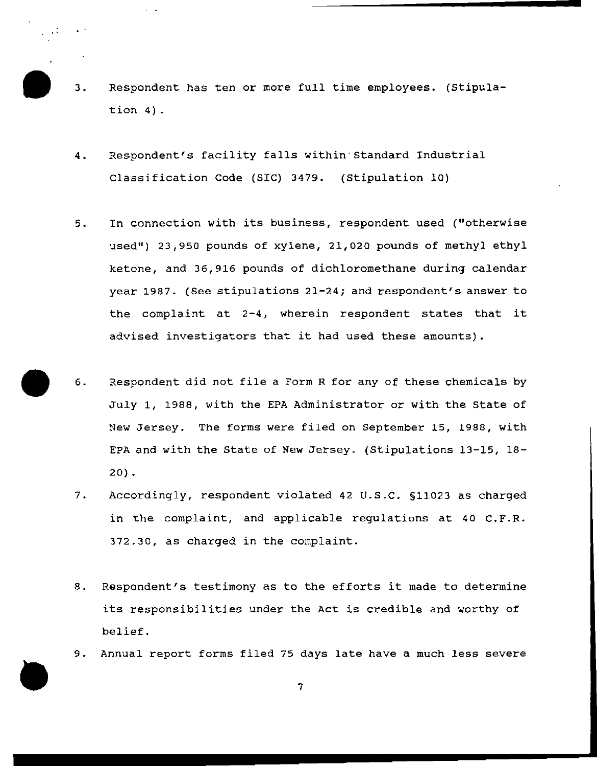3. Respondent has ten or more full time employees. (Stipulation 4).

4. Respondent's facility falls within Standard Industrial Classification Code (SIC) 3479. (Stipulation 10)

5. In connection with its business, respondent used ("otherwise used") 23,950 pounds of xylene, 21,020 pounds of methyl ethyl ketone, and 36,916 pounds of dichloromethane during calendar year 1987. (See stipulations 21-24; and respondent's answer to the complaint at 2-4, wherein respondent states that it advised investigators that it had used these amounts).

6. Respondent did not file a Form R for any of these chemicals by July 1, 1988, with the EPA Administrator or with the State of New Jersey. The forms were filed on September 15, 1988, with EPA and with the State of New Jersey. (Stipulations 13-15, 18-20).

7. Accordingly, respondent violated 42 U.S.C. §11023 as charged in the complaint, and applicable regulations at 40 C.F.R. 372.30, as charged in the complaint.

8. Respondent's testimony as to the efforts it made to determine its responsibilities under the Act is credible and worthy of belief.

9. Annual report forms filed 75 days late have a much less severe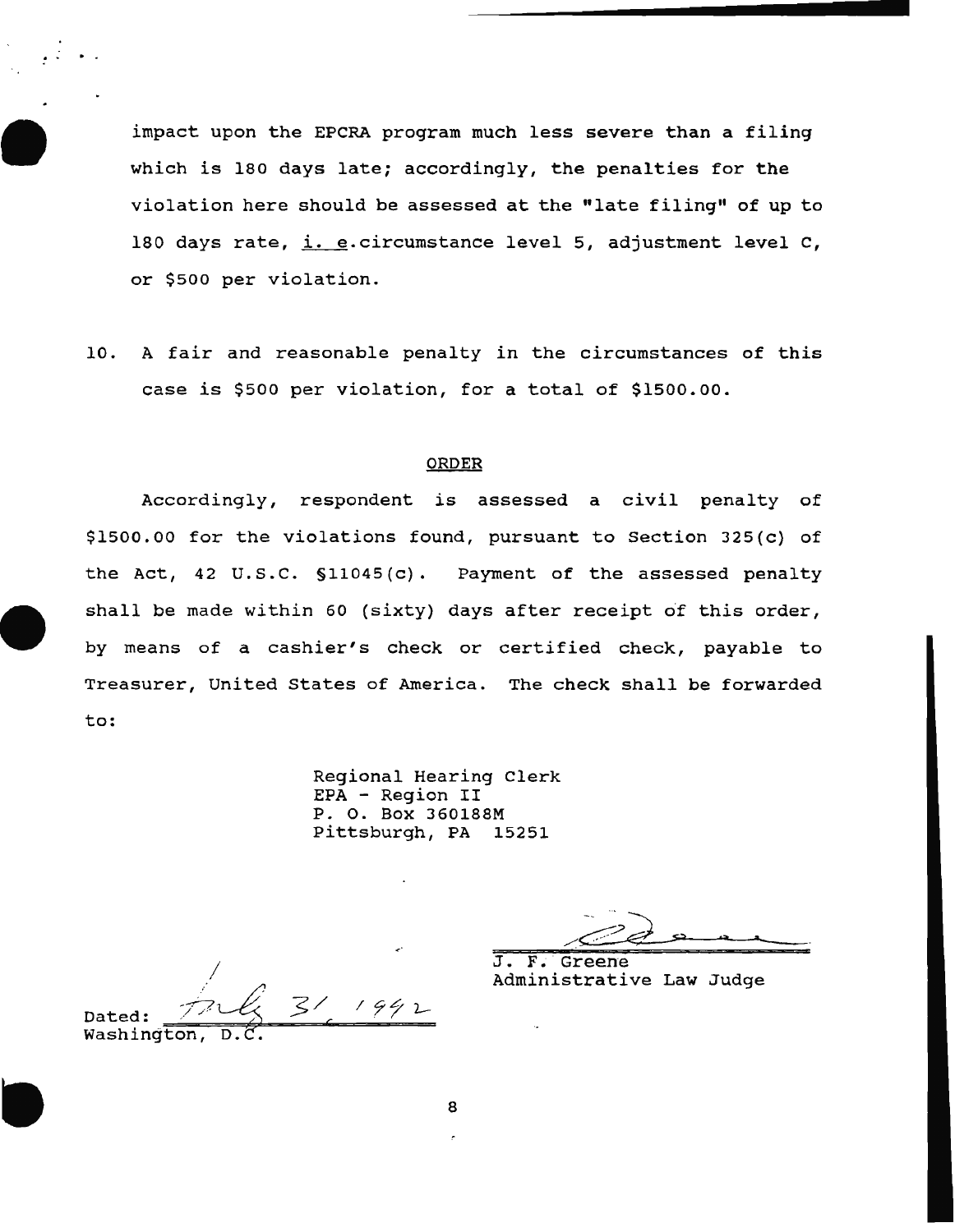impact upon the EPCRA program much less severe than a filing which is 180 days late; accordingly, the penalties for the violation here should be assessed at the "late filing" of up to 180 days rate, i. e.circumstance level 5, adjustment level C, or $500 per violation.

10. A fair and reasonable penalty in the circumstances of this case is $500 per violation, for a total of $1500.00.

## ORDER

Accordingly, respondent is assessed a civil penalty of $1500.00 for the violations found, pursuant to Section 325(c) of the Act, 42 U.S.C. §11045(c). Payment of the assessed penalty shall be made within 60 (sixty) days after receipt of this order, by means of a cashier's check or certified check, payable to Treasurer, United States of America. The check shall be forwarded to:

Regional Hearing Clerk
EPA - Region II
P. O. Box 360188M
Pittsburgh, PA 15251

J. F. Greene
Administrative Law Judge

Dated: July 31, 1992
Washington, D.C.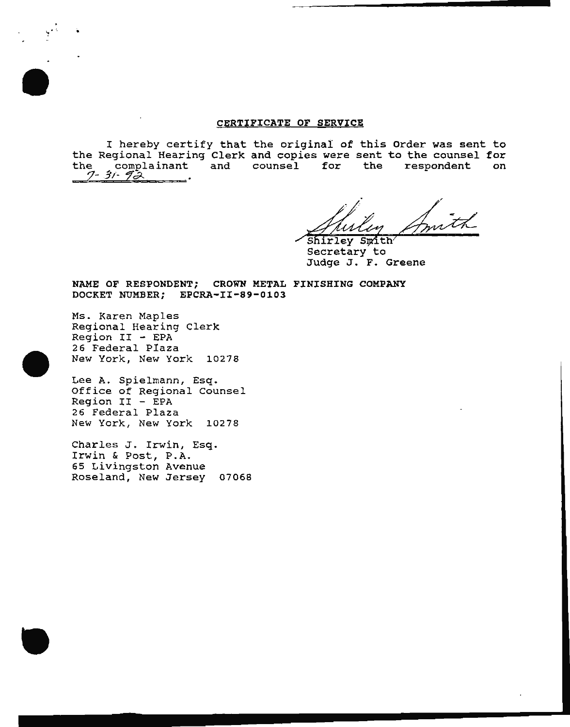## CERTIFICATE OF SERVICE

I hereby certify that the original of this Order was sent to the Regional Hearing Clerk and copies were sent to the counsel for the complainant and counsel for the respondent on 7-31-92.

Shirley Smith
Secretary to
Judge J. F. Greene

**NAME OF RESPONDENT; CROWN METAL FINISHING COMPANY**
**DOCKET NUMBER; EPCRA-II-89-0103**

Ms. Karen Maples
Regional Hearing Clerk
Region II - EPA
26 Federal Plaza
New York, New York 10278

Lee A. Spielmann, Esq.
Office of Regional Counsel
Region II - EPA
26 Federal Plaza
New York, New York 10278

Charles J. Irwin, Esq.
Irwin & Post, P.A.
65 Livingston Avenue
Roseland, New Jersey 07068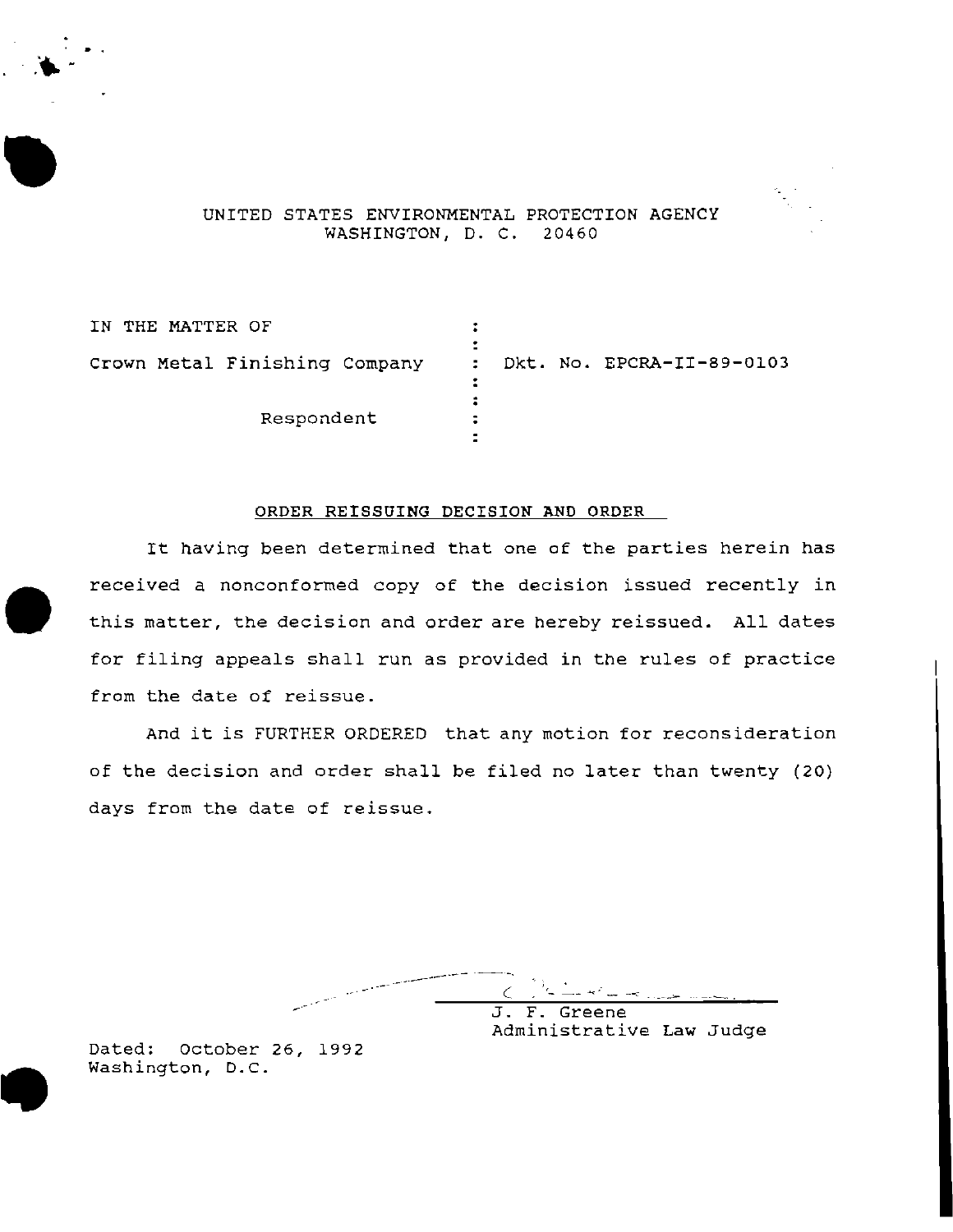UNITED STATES ENVIRONMENTAL PROTECTION AGENCY
WASHINGTON, D. C. 20460

| | | |
|---|---|---|
| IN THE MATTER OF | : | |
| Crown Metal Finishing Company | : | Dkt. No. EPCRA-II-89-0103 |
| Respondent | : | |

## ORDER REISSUING DECISION AND ORDER

It having been determined that one of the parties herein has received a nonconformed copy of the decision issued recently in this matter, the decision and order are hereby reissued. All dates for filing appeals shall run as provided in the rules of practice from the date of reissue.

And it is FURTHER ORDERED that any motion for reconsideration of the decision and order shall be filed no later than twenty (20) days from the date of reissue.

J. F. Greene
Administrative Law Judge

Dated: October 26, 1992
Washington, D.C.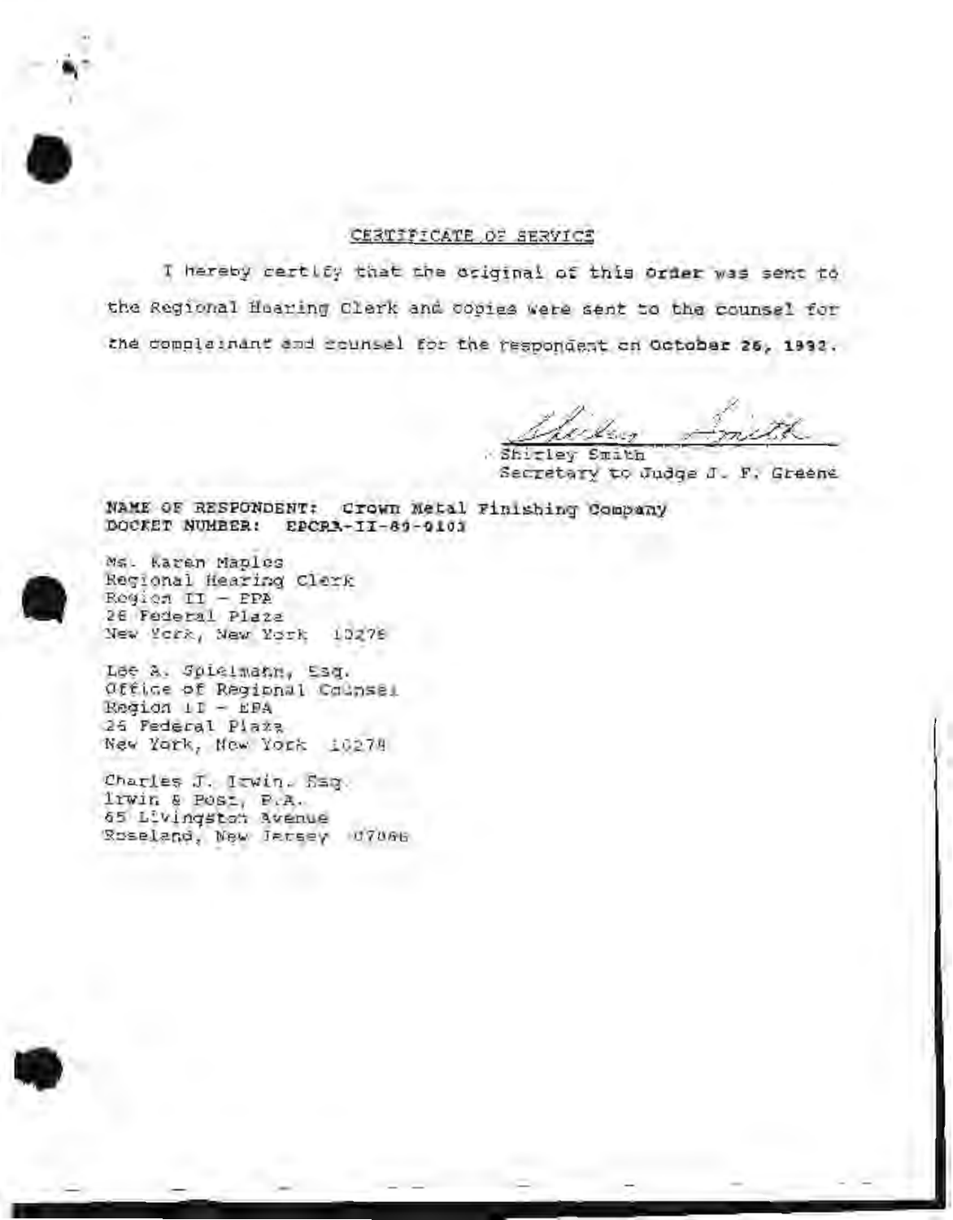## CERTIFICATE OF SERVICE

I hereby certify that the original of this Order was sent to the Regional Hearing Clerk and copies were sent to the counsel for the complainant and counsel for the respondent on October 26, 1992.

Shirley Smith
Secretary to Judge J. F. Greene

**NAME OF RESPONDENT:** Crown Metal Finishing Company
**DOCKET NUMBER:** EPCRA-II-89-0103

Ms. Karen Maples
Regional Hearing Clerk
Region II - EPA
26 Federal Plaza
New York, New York 10278

Lee A. Spielmann, Esq.
Office of Regional Counsel
Region II - EPA
26 Federal Plaza
New York, New York 10278

Charles J. Irwin, Esq.
Irwin & Post, P.A.
65 Livingston Avenue
Roseland, New Jersey 07068